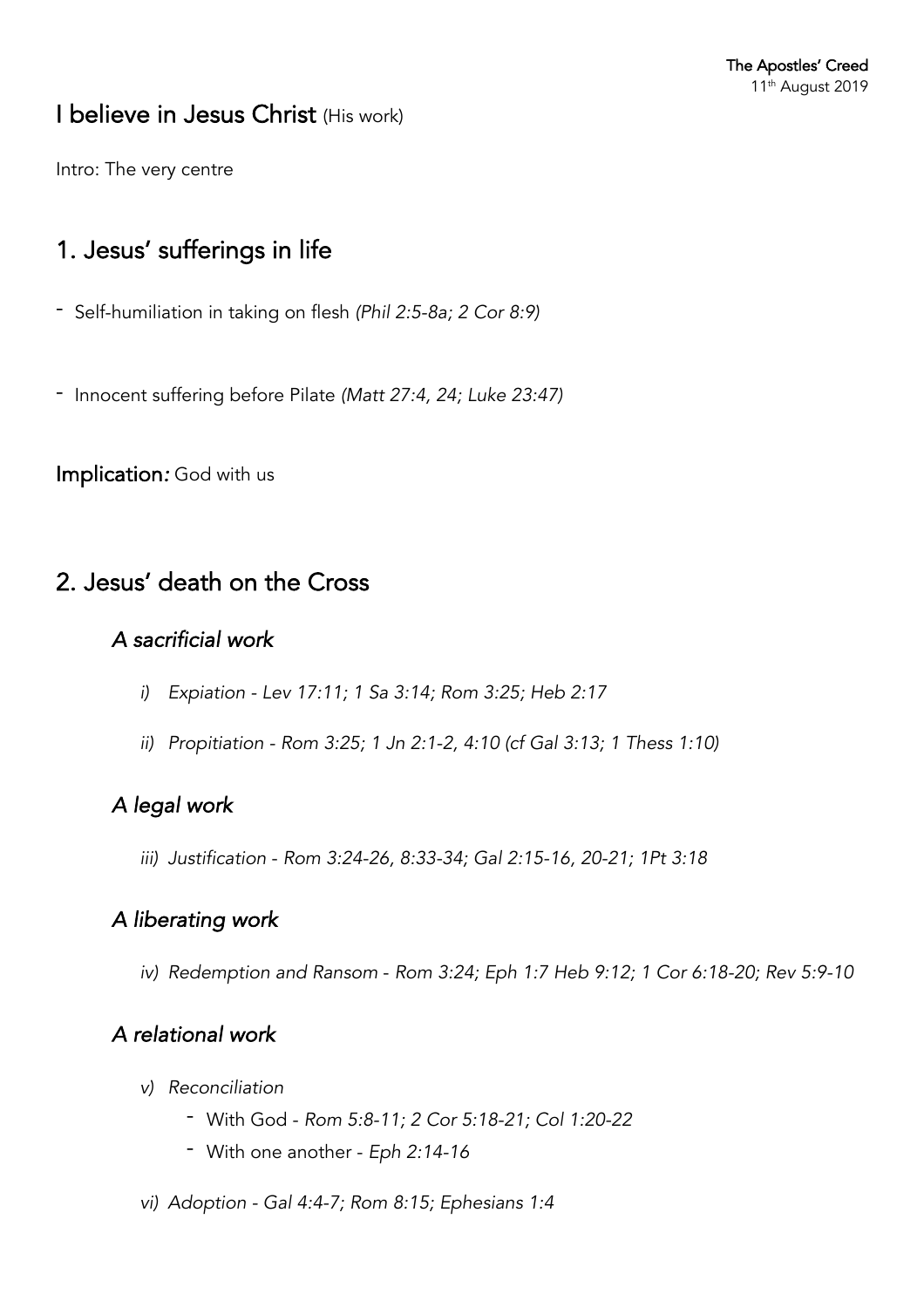# I believe in Jesus Christ (His work)

Intro: The very centre

## 1. Jesus' sufferings in life

- Self-humiliation in taking on flesh *(Phil 2:5-8a; 2 Cor 8:9)*

- Innocent suffering before Pilate *(Matt 27:4, 24; Luke 23:47)*

**Implication:** God with us

## 2. Jesus' death on the Cross

### *A sacrificial work*

*i) Expiation - Lev 17:11; 1 Sa 3:14; Rom 3:25; Heb 2:17*

*ii) Propitiation - Rom 3:25; 1 Jn 2:1-2, 4:10 (cf Gal 3:13; 1 Thess 1:10)*

### *A legal work*

*iii) Justification - Rom 3:24-26, 8:33-34; Gal 2:15-16, 20-21; 1Pt 3:18*

### *A liberating work*

*iv) Redemption and Ransom - Rom 3:24; Eph 1:7 Heb 9:12; 1 Cor 6:18-20; Rev 5:9-10*

### *A relational work*

*v) Reconciliation*

- With God - *Rom 5:8-11; 2 Cor 5:18-21; Col 1:20-22*
- With one another - *Eph 2:14-16*

*vi) Adoption - Gal 4:4-7; Rom 8:15; Ephesians 1:4*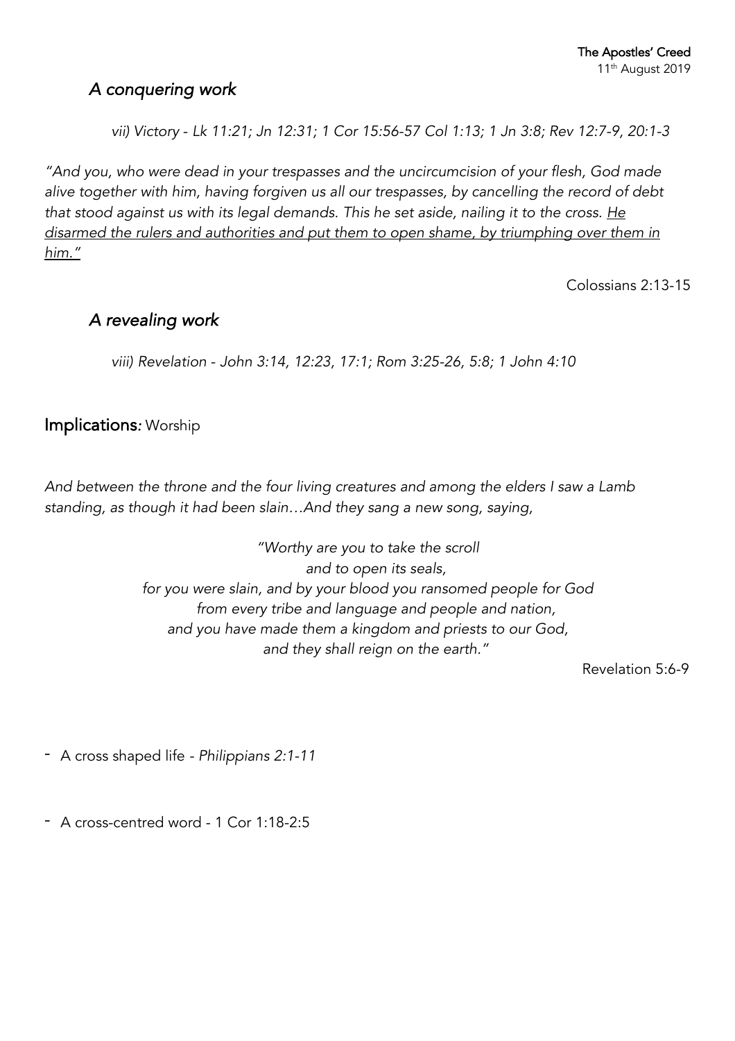## *A conquering work*

*vii) Victory - Lk 11:21; Jn 12:31; 1 Cor 15:56-57 Col 1:13; 1 Jn 3:8; Rev 12:7-9, 20:1-3*

*"And you, who were dead in your trespasses and the uncircumcision of your flesh, God made alive together with him, having forgiven us all our trespasses, by cancelling the record of debt that stood against us with its legal demands. This he set aside, nailing it to the cross. <u>He disarmed the rulers and authorities and put them to open shame, by triumphing over them in him.</u>"*

Colossians 2:13-15

## *A revealing work*

*viii) Revelation - John 3:14, 12:23, 17:1; Rom 3:25-26, 5:8; 1 John 4:10*

**Implications***:* Worship

*And between the throne and the four living creatures and among the elders I saw a Lamb standing, as though it had been slain…And they sang a new song, saying,*

*"Worthy are you to take the scroll*
*and to open its seals,*
*for you were slain, and by your blood you ransomed people for God*
*from every tribe and language and people and nation,*
*and you have made them a kingdom and priests to our God,*
*and they shall reign on the earth."*

Revelation 5:6-9

- A cross shaped life - *Philippians 2:1-11*

- A cross-centred word - 1 Cor 1:18-2:5